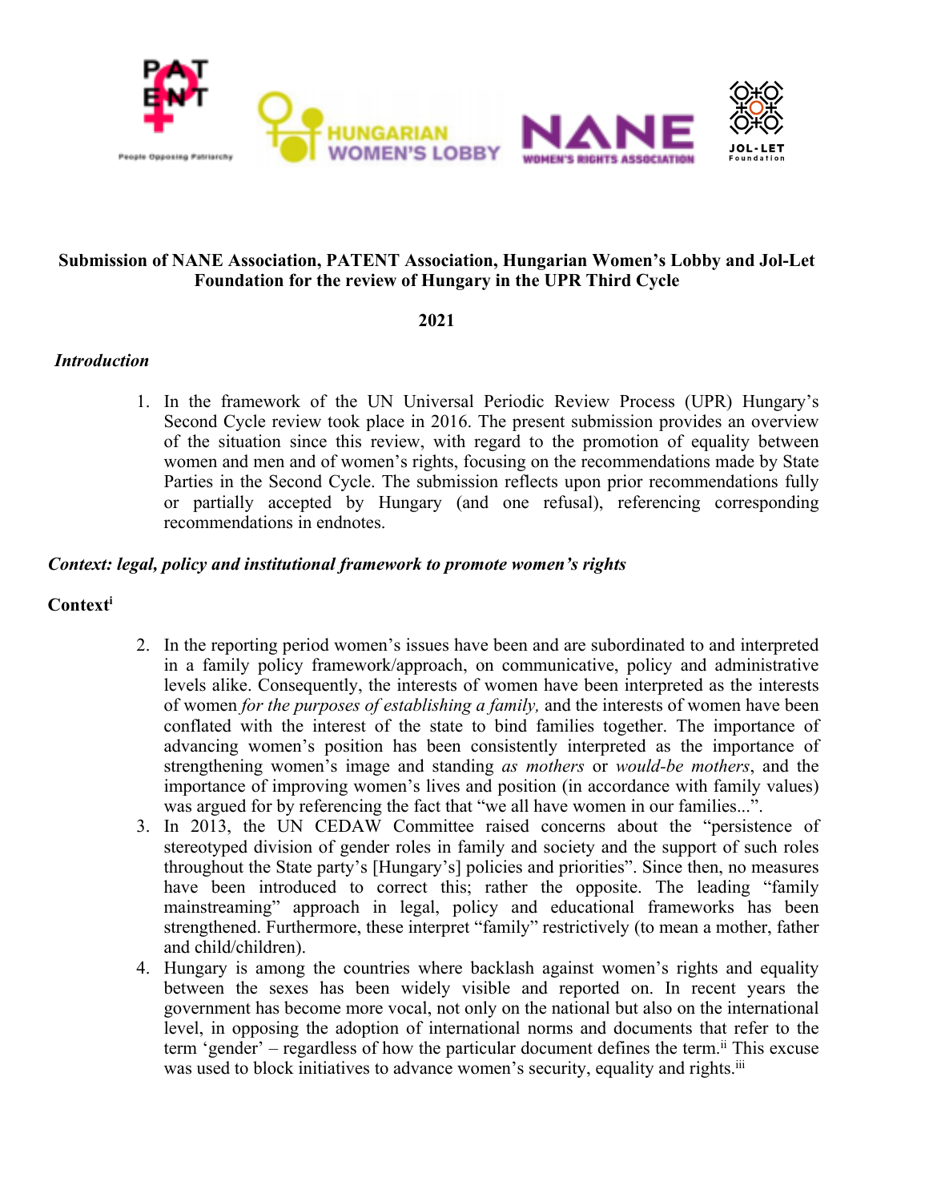**Submission of NANE Association, PATENT Association, Hungarian Women's Lobby and Jol-Let Foundation for the review of Hungary in the UPR Third Cycle**

**2021**

*Introduction*

1. In the framework of the UN Universal Periodic Review Process (UPR) Hungary's Second Cycle review took place in 2016. The present submission provides an overview of the situation since this review, with regard to the promotion of equality between women and men and of women's rights, focusing on the recommendations made by State Parties in the Second Cycle. The submission reflects upon prior recommendations fully or partially accepted by Hungary (and one refusal), referencing corresponding recommendations in endnotes.

*Context: legal, policy and institutional framework to promote women's rights*

**Context**[i]

2. In the reporting period women's issues have been and are subordinated to and interpreted in a family policy framework/approach, on communicative, policy and administrative levels alike. Consequently, the interests of women have been interpreted as the interests of women *for the purposes of establishing a family,* and the interests of women have been conflated with the interest of the state to bind families together. The importance of advancing women's position has been consistently interpreted as the importance of strengthening women's image and standing *as mothers* or *would-be mothers*, and the importance of improving women's lives and position (in accordance with family values) was argued for by referencing the fact that "we all have women in our families...".
3. In 2013, the UN CEDAW Committee raised concerns about the "persistence of stereotyped division of gender roles in family and society and the support of such roles throughout the State party's [Hungary's] policies and priorities". Since then, no measures have been introduced to correct this; rather the opposite. The leading "family mainstreaming" approach in legal, policy and educational frameworks has been strengthened. Furthermore, these interpret "family" restrictively (to mean a mother, father and child/children).
4. Hungary is among the countries where backlash against women's rights and equality between the sexes has been widely visible and reported on. In recent years the government has become more vocal, not only on the national but also on the international level, in opposing the adoption of international norms and documents that refer to the term 'gender' – regardless of how the particular document defines the term.[ii] This excuse was used to block initiatives to advance women's security, equality and rights.[iii]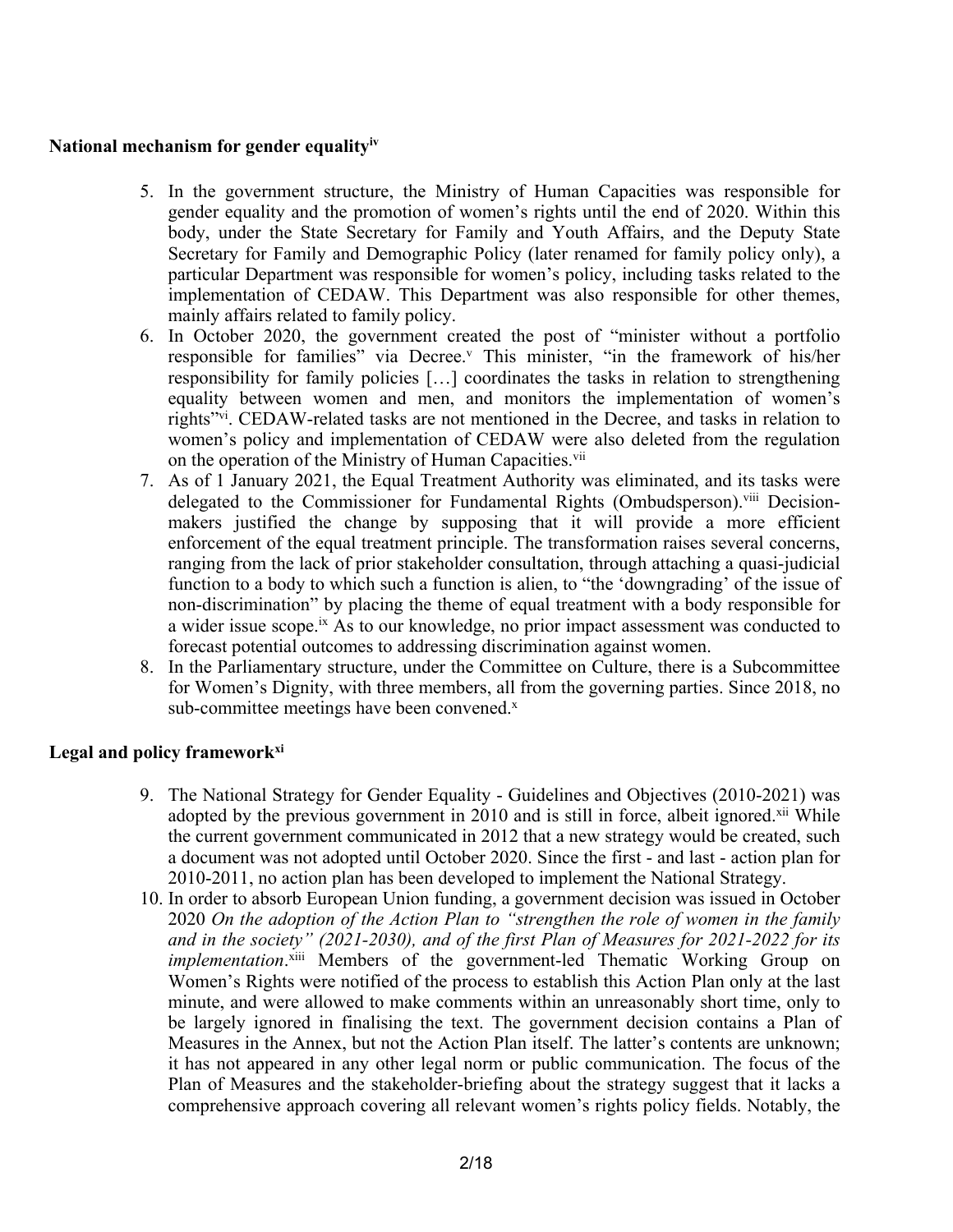**National mechanism for gender equality**[iv]

5. In the government structure, the Ministry of Human Capacities was responsible for gender equality and the promotion of women's rights until the end of 2020. Within this body, under the State Secretary for Family and Youth Affairs, and the Deputy State Secretary for Family and Demographic Policy (later renamed for family policy only), a particular Department was responsible for women's policy, including tasks related to the implementation of CEDAW. This Department was also responsible for other themes, mainly affairs related to family policy.
6. In October 2020, the government created the post of "minister without a portfolio responsible for families" via Decree.[v] This minister, "in the framework of his/her responsibility for family policies […] coordinates the tasks in relation to strengthening equality between women and men, and monitors the implementation of women's rights"[vi]. CEDAW-related tasks are not mentioned in the Decree, and tasks in relation to women's policy and implementation of CEDAW were also deleted from the regulation on the operation of the Ministry of Human Capacities.[vii]
7. As of 1 January 2021, the Equal Treatment Authority was eliminated, and its tasks were delegated to the Commissioner for Fundamental Rights (Ombudsperson).[viii] Decision-makers justified the change by supposing that it will provide a more efficient enforcement of the equal treatment principle. The transformation raises several concerns, ranging from the lack of prior stakeholder consultation, through attaching a quasi-judicial function to a body to which such a function is alien, to "the 'downgrading' of the issue of non-discrimination" by placing the theme of equal treatment with a body responsible for a wider issue scope.[ix] As to our knowledge, no prior impact assessment was conducted to forecast potential outcomes to addressing discrimination against women.
8. In the Parliamentary structure, under the Committee on Culture, there is a Subcommittee for Women's Dignity, with three members, all from the governing parties. Since 2018, no sub-committee meetings have been convened.[x]

**Legal and policy framework**[xi]

9. The National Strategy for Gender Equality - Guidelines and Objectives (2010-2021) was adopted by the previous government in 2010 and is still in force, albeit ignored.[xii] While the current government communicated in 2012 that a new strategy would be created, such a document was not adopted until October 2020. Since the first - and last - action plan for 2010-2011, no action plan has been developed to implement the National Strategy.
10. In order to absorb European Union funding, a government decision was issued in October 2020 *On the adoption of the Action Plan to "strengthen the role of women in the family and in the society" (2021-2030), and of the first Plan of Measures for 2021-2022 for its implementation*.[xiii] Members of the government-led Thematic Working Group on Women's Rights were notified of the process to establish this Action Plan only at the last minute, and were allowed to make comments within an unreasonably short time, only to be largely ignored in finalising the text. The government decision contains a Plan of Measures in the Annex, but not the Action Plan itself. The latter's contents are unknown; it has not appeared in any other legal norm or public communication. The focus of the Plan of Measures and the stakeholder-briefing about the strategy suggest that it lacks a comprehensive approach covering all relevant women's rights policy fields. Notably, the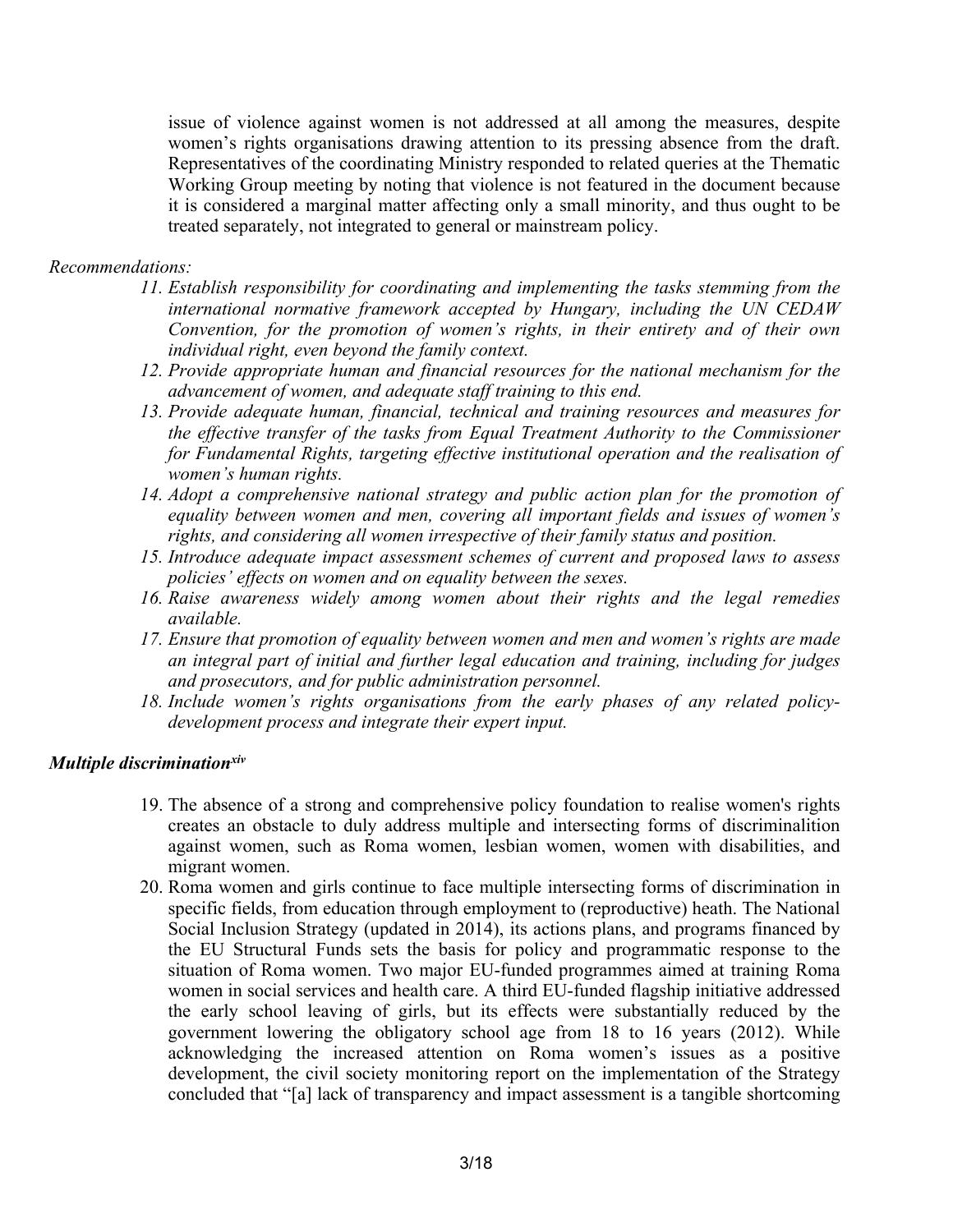issue of violence against women is not addressed at all among the measures, despite women's rights organisations drawing attention to its pressing absence from the draft. Representatives of the coordinating Ministry responded to related queries at the Thematic Working Group meeting by noting that violence is not featured in the document because it is considered a marginal matter affecting only a small minority, and thus ought to be treated separately, not integrated to general or mainstream policy.

*Recommendations:*

11. *Establish responsibility for coordinating and implementing the tasks stemming from the international normative framework accepted by Hungary, including the UN CEDAW Convention, for the promotion of women's rights, in their entirety and of their own individual right, even beyond the family context.*
12. *Provide appropriate human and financial resources for the national mechanism for the advancement of women, and adequate staff training to this end.*
13. *Provide adequate human, financial, technical and training resources and measures for the effective transfer of the tasks from Equal Treatment Authority to the Commissioner for Fundamental Rights, targeting effective institutional operation and the realisation of women's human rights.*
14. *Adopt a comprehensive national strategy and public action plan for the promotion of equality between women and men, covering all important fields and issues of women's rights, and considering all women irrespective of their family status and position.*
15. *Introduce adequate impact assessment schemes of current and proposed laws to assess policies' effects on women and on equality between the sexes.*
16. *Raise awareness widely among women about their rights and the legal remedies available.*
17. *Ensure that promotion of equality between women and men and women's rights are made an integral part of initial and further legal education and training, including for judges and prosecutors, and for public administration personnel.*
18. *Include women's rights organisations from the early phases of any related policy-development process and integrate their expert input.*

***Multiple discrimination[xiv]***

19. The absence of a strong and comprehensive policy foundation to realise women's rights creates an obstacle to duly address multiple and intersecting forms of discriminalition against women, such as Roma women, lesbian women, women with disabilities, and migrant women.
20. Roma women and girls continue to face multiple intersecting forms of discrimination in specific fields, from education through employment to (reproductive) heath. The National Social Inclusion Strategy (updated in 2014), its actions plans, and programs financed by the EU Structural Funds sets the basis for policy and programmatic response to the situation of Roma women. Two major EU-funded programmes aimed at training Roma women in social services and health care. A third EU-funded flagship initiative addressed the early school leaving of girls, but its effects were substantially reduced by the government lowering the obligatory school age from 18 to 16 years (2012). While acknowledging the increased attention on Roma women's issues as a positive development, the civil society monitoring report on the implementation of the Strategy concluded that "[a] lack of transparency and impact assessment is a tangible shortcoming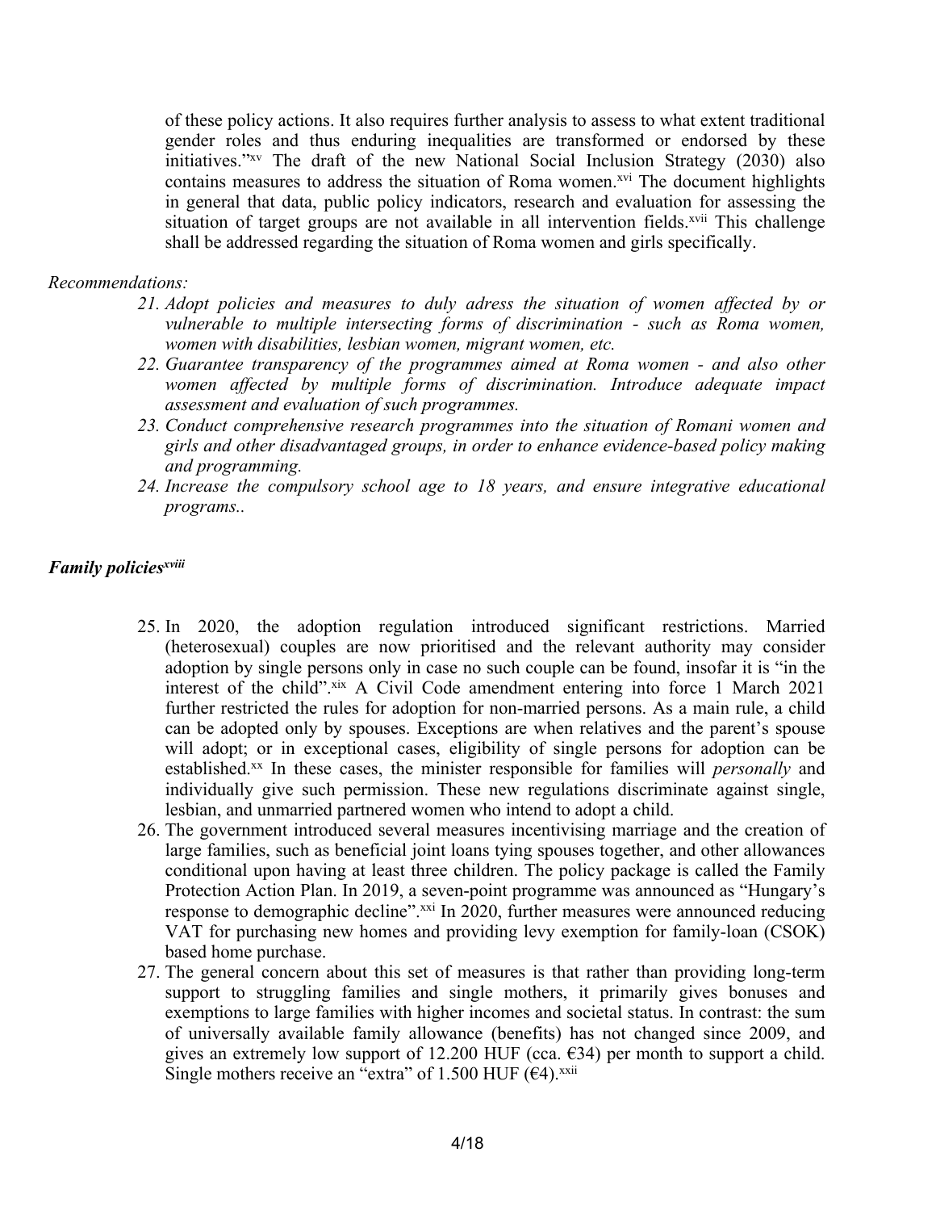of these policy actions. It also requires further analysis to assess to what extent traditional gender roles and thus enduring inequalities are transformed or endorsed by these initiatives."[xv] The draft of the new National Social Inclusion Strategy (2030) also contains measures to address the situation of Roma women.[xvi] The document highlights in general that data, public policy indicators, research and evaluation for assessing the situation of target groups are not available in all intervention fields.[xvii] This challenge shall be addressed regarding the situation of Roma women and girls specifically.

*Recommendations:*

21. *Adopt policies and measures to duly adress the situation of women affected by or vulnerable to multiple intersecting forms of discrimination - such as Roma women, women with disabilities, lesbian women, migrant women, etc.*
22. *Guarantee transparency of the programmes aimed at Roma women - and also other women affected by multiple forms of discrimination. Introduce adequate impact assessment and evaluation of such programmes.*
23. *Conduct comprehensive research programmes into the situation of Romani women and girls and other disadvantaged groups, in order to enhance evidence-based policy making and programming.*
24. *Increase the compulsory school age to 18 years, and ensure integrative educational programs..*

### *Family policies*[xviii]

25. In 2020, the adoption regulation introduced significant restrictions. Married (heterosexual) couples are now prioritised and the relevant authority may consider adoption by single persons only in case no such couple can be found, insofar it is "in the interest of the child".[xix] A Civil Code amendment entering into force 1 March 2021 further restricted the rules for adoption for non-married persons. As a main rule, a child can be adopted only by spouses. Exceptions are when relatives and the parent's spouse will adopt; or in exceptional cases, eligibility of single persons for adoption can be established.[xx] In these cases, the minister responsible for families will *personally* and individually give such permission. These new regulations discriminate against single, lesbian, and unmarried partnered women who intend to adopt a child.
26. The government introduced several measures incentivising marriage and the creation of large families, such as beneficial joint loans tying spouses together, and other allowances conditional upon having at least three children. The policy package is called the Family Protection Action Plan. In 2019, a seven-point programme was announced as "Hungary's response to demographic decline".[xxi] In 2020, further measures were announced reducing VAT for purchasing new homes and providing levy exemption for family-loan (CSOK) based home purchase.
27. The general concern about this set of measures is that rather than providing long-term support to struggling families and single mothers, it primarily gives bonuses and exemptions to large families with higher incomes and societal status. In contrast: the sum of universally available family allowance (benefits) has not changed since 2009, and gives an extremely low support of 12.200 HUF (cca. €34) per month to support a child. Single mothers receive an "extra" of 1.500 HUF (€4).[xxii]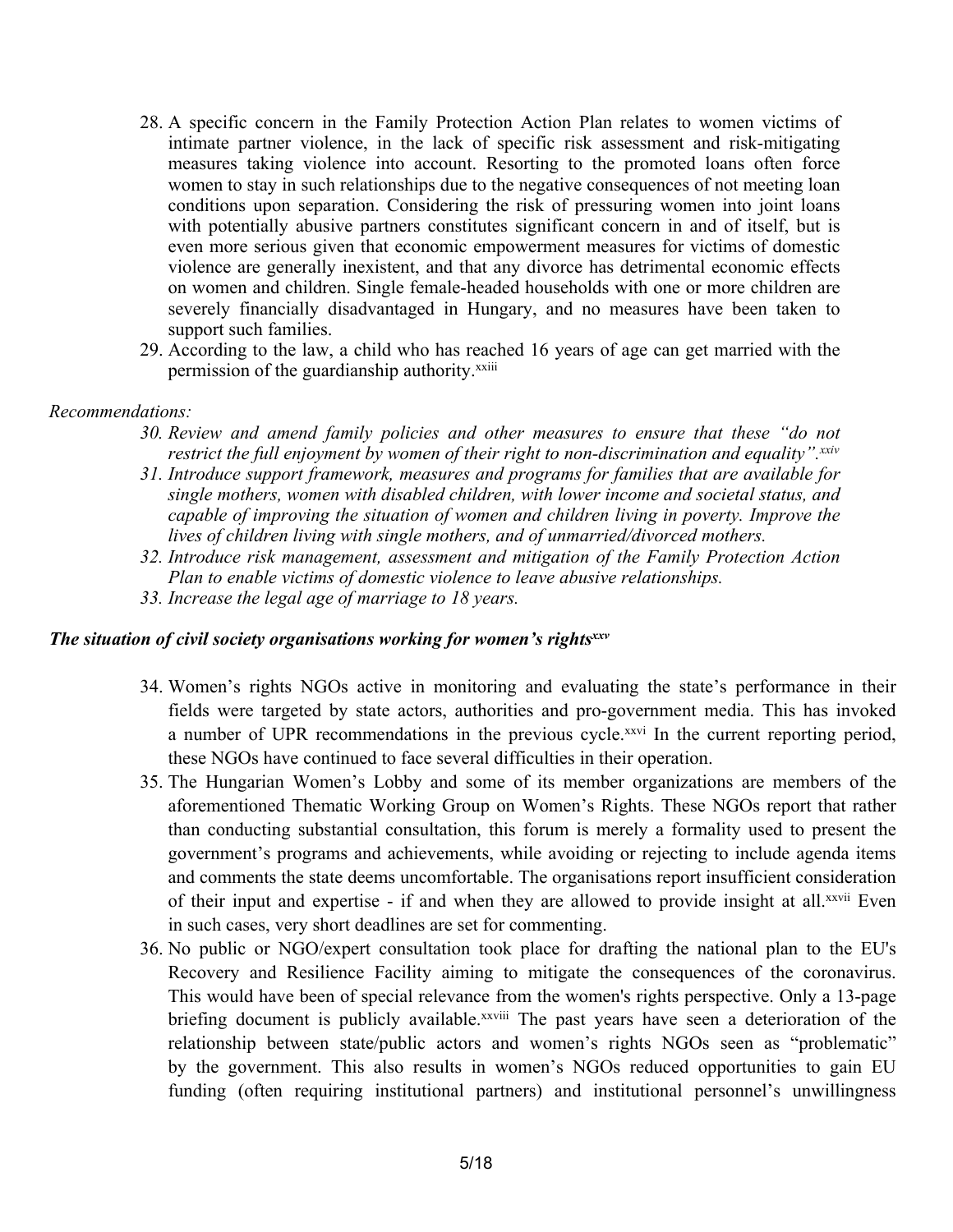28. A specific concern in the Family Protection Action Plan relates to women victims of intimate partner violence, in the lack of specific risk assessment and risk-mitigating measures taking violence into account. Resorting to the promoted loans often force women to stay in such relationships due to the negative consequences of not meeting loan conditions upon separation. Considering the risk of pressuring women into joint loans with potentially abusive partners constitutes significant concern in and of itself, but is even more serious given that economic empowerment measures for victims of domestic violence are generally inexistent, and that any divorce has detrimental economic effects on women and children. Single female-headed households with one or more children are severely financially disadvantaged in Hungary, and no measures have been taken to support such families.
29. According to the law, a child who has reached 16 years of age can get married with the permission of the guardianship authority.[xxiii]

*Recommendations:*

30. *Review and amend family policies and other measures to ensure that these "do not restrict the full enjoyment by women of their right to non-discrimination and equality".*[xxiv]
31. *Introduce support framework, measures and programs for families that are available for single mothers, women with disabled children, with lower income and societal status, and capable of improving the situation of women and children living in poverty. Improve the lives of children living with single mothers, and of unmarried/divorced mothers.*
32. *Introduce risk management, assessment and mitigation of the Family Protection Action Plan to enable victims of domestic violence to leave abusive relationships.*
33. *Increase the legal age of marriage to 18 years.*

***The situation of civil society organisations working for women's rights***[xxv]

34. Women's rights NGOs active in monitoring and evaluating the state's performance in their fields were targeted by state actors, authorities and pro-government media. This has invoked a number of UPR recommendations in the previous cycle.[xxvi] In the current reporting period, these NGOs have continued to face several difficulties in their operation.
35. The Hungarian Women's Lobby and some of its member organizations are members of the aforementioned Thematic Working Group on Women's Rights. These NGOs report that rather than conducting substantial consultation, this forum is merely a formality used to present the government's programs and achievements, while avoiding or rejecting to include agenda items and comments the state deems uncomfortable. The organisations report insufficient consideration of their input and expertise - if and when they are allowed to provide insight at all.[xxvii] Even in such cases, very short deadlines are set for commenting.
36. No public or NGO/expert consultation took place for drafting the national plan to the EU's Recovery and Resilience Facility aiming to mitigate the consequences of the coronavirus. This would have been of special relevance from the women's rights perspective. Only a 13-page briefing document is publicly available.[xxviii] The past years have seen a deterioration of the relationship between state/public actors and women's rights NGOs seen as "problematic" by the government. This also results in women's NGOs reduced opportunities to gain EU funding (often requiring institutional partners) and institutional personnel's unwillingness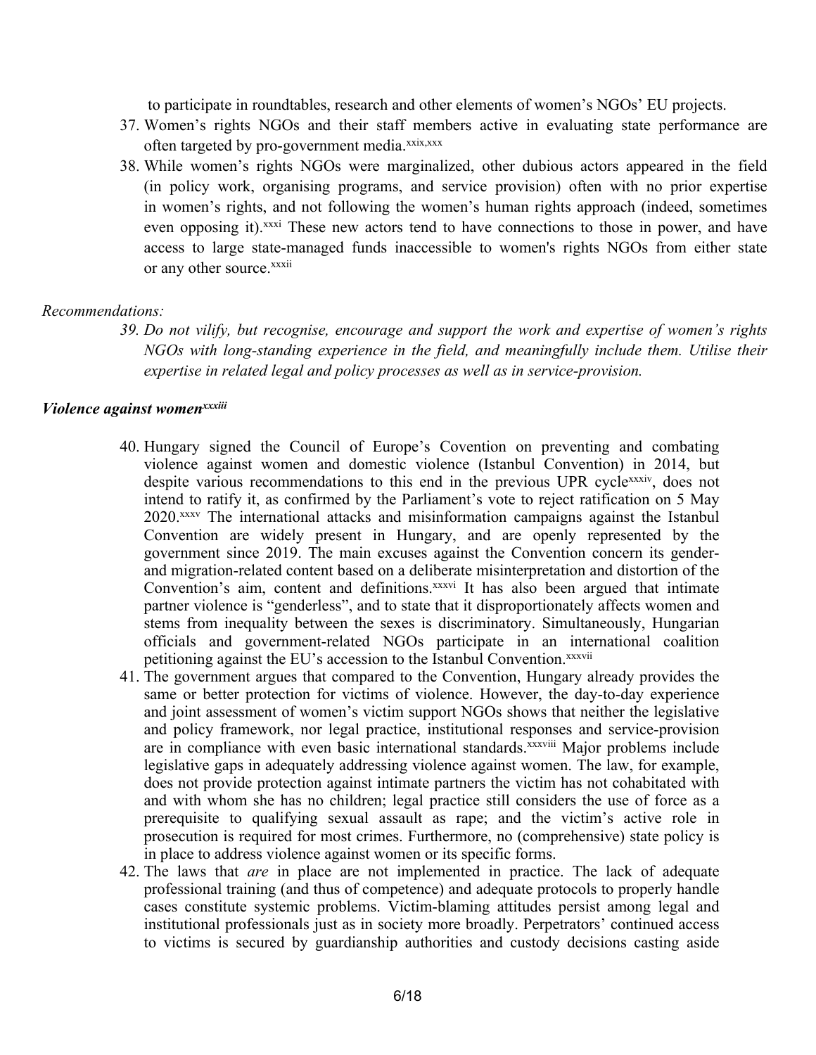to participate in roundtables, research and other elements of women's NGOs' EU projects.

37. Women's rights NGOs and their staff members active in evaluating state performance are often targeted by pro-government media.[xxix,xxx]
38. While women's rights NGOs were marginalized, other dubious actors appeared in the field (in policy work, organising programs, and service provision) often with no prior expertise in women's rights, and not following the women's human rights approach (indeed, sometimes even opposing it).[xxxi] These new actors tend to have connections to those in power, and have access to large state-managed funds inaccessible to women's rights NGOs from either state or any other source.[xxxii]

*Recommendations:*

39. *Do not vilify, but recognise, encourage and support the work and expertise of women's rights NGOs with long-standing experience in the field, and meaningfully include them. Utilise their expertise in related legal and policy processes as well as in service-provision.*

***Violence against women***[xxxiii]

40. Hungary signed the Council of Europe's Covention on preventing and combating violence against women and domestic violence (Istanbul Convention) in 2014, but despite various recommendations to this end in the previous UPR cycle[xxxiv], does not intend to ratify it, as confirmed by the Parliament's vote to reject ratification on 5 May 2020.[xxxv] The international attacks and misinformation campaigns against the Istanbul Convention are widely present in Hungary, and are openly represented by the government since 2019. The main excuses against the Convention concern its gender- and migration-related content based on a deliberate misinterpretation and distortion of the Convention's aim, content and definitions.[xxxvi] It has also been argued that intimate partner violence is "genderless", and to state that it disproportionately affects women and stems from inequality between the sexes is discriminatory. Simultaneously, Hungarian officials and government-related NGOs participate in an international coalition petitioning against the EU's accession to the Istanbul Convention.[xxxvii]
41. The government argues that compared to the Convention, Hungary already provides the same or better protection for victims of violence. However, the day-to-day experience and joint assessment of women's victim support NGOs shows that neither the legislative and policy framework, nor legal practice, institutional responses and service-provision are in compliance with even basic international standards.[xxxviii] Major problems include legislative gaps in adequately addressing violence against women. The law, for example, does not provide protection against intimate partners the victim has not cohabitated with and with whom she has no children; legal practice still considers the use of force as a prerequisite to qualifying sexual assault as rape; and the victim's active role in prosecution is required for most crimes. Furthermore, no (comprehensive) state policy is in place to address violence against women or its specific forms.
42. The laws that *are* in place are not implemented in practice. The lack of adequate professional training (and thus of competence) and adequate protocols to properly handle cases constitute systemic problems. Victim-blaming attitudes persist among legal and institutional professionals just as in society more broadly. Perpetrators' continued access to victims is secured by guardianship authorities and custody decisions casting aside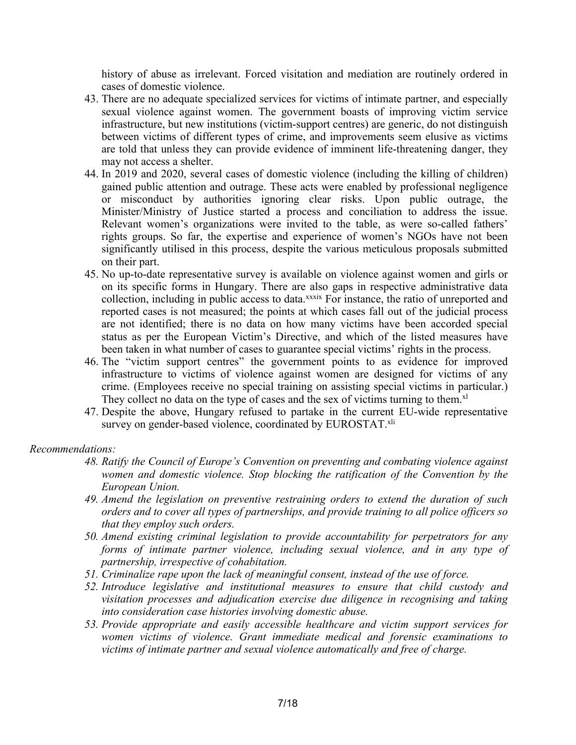history of abuse as irrelevant. Forced visitation and mediation are routinely ordered in cases of domestic violence.

43. There are no adequate specialized services for victims of intimate partner, and especially sexual violence against women. The government boasts of improving victim service infrastructure, but new institutions (victim-support centres) are generic, do not distinguish between victims of different types of crime, and improvements seem elusive as victims are told that unless they can provide evidence of imminent life-threatening danger, they may not access a shelter.
44. In 2019 and 2020, several cases of domestic violence (including the killing of children) gained public attention and outrage. These acts were enabled by professional negligence or misconduct by authorities ignoring clear risks. Upon public outrage, the Minister/Ministry of Justice started a process and conciliation to address the issue. Relevant women's organizations were invited to the table, as were so-called fathers' rights groups. So far, the expertise and experience of women's NGOs have not been significantly utilised in this process, despite the various meticulous proposals submitted on their part.
45. No up-to-date representative survey is available on violence against women and girls or on its specific forms in Hungary. There are also gaps in respective administrative data collection, including in public access to data.[xxxix] For instance, the ratio of unreported and reported cases is not measured; the points at which cases fall out of the judicial process are not identified; there is no data on how many victims have been accorded special status as per the European Victim's Directive, and which of the listed measures have been taken in what number of cases to guarantee special victims' rights in the process.
46. The "victim support centres" the government points to as evidence for improved infrastructure to victims of violence against women are designed for victims of any crime. (Employees receive no special training on assisting special victims in particular.) They collect no data on the type of cases and the sex of victims turning to them.[xl]
47. Despite the above, Hungary refused to partake in the current EU-wide representative survey on gender-based violence, coordinated by EUROSTAT.[xli]

*Recommendations:*

48. *Ratify the Council of Europe's Convention on preventing and combating violence against women and domestic violence. Stop blocking the ratification of the Convention by the European Union.*
49. *Amend the legislation on preventive restraining orders to extend the duration of such orders and to cover all types of partnerships, and provide training to all police officers so that they employ such orders.*
50. *Amend existing criminal legislation to provide accountability for perpetrators for any forms of intimate partner violence, including sexual violence, and in any type of partnership, irrespective of cohabitation.*
51. *Criminalize rape upon the lack of meaningful consent, instead of the use of force.*
52. *Introduce legislative and institutional measures to ensure that child custody and visitation processes and adjudication exercise due diligence in recognising and taking into consideration case histories involving domestic abuse.*
53. *Provide appropriate and easily accessible healthcare and victim support services for women victims of violence. Grant immediate medical and forensic examinations to victims of intimate partner and sexual violence automatically and free of charge.*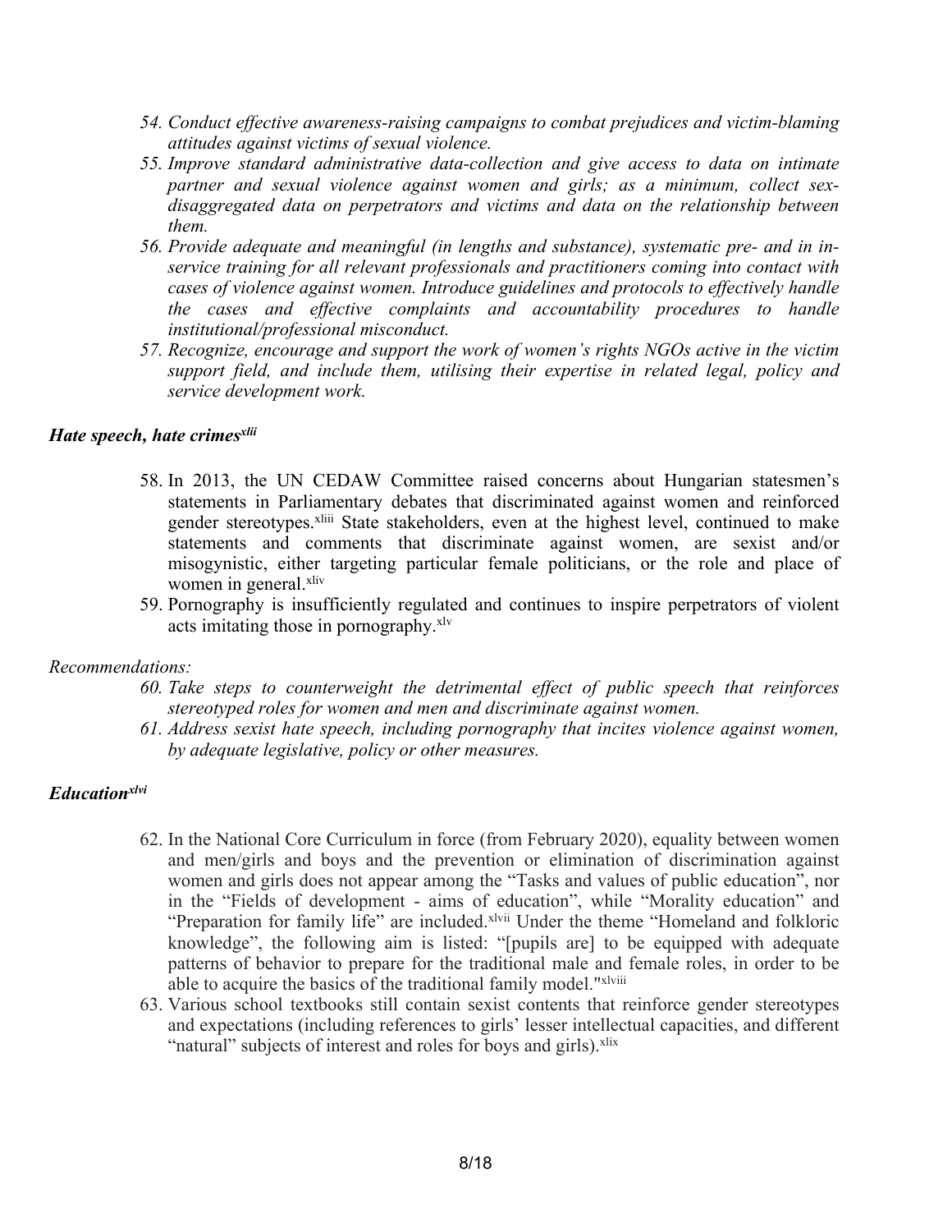*54. Conduct effective awareness-raising campaigns to combat prejudices and victim-blaming attitudes against victims of sexual violence.*

*55. Improve standard administrative data-collection and give access to data on intimate partner and sexual violence against women and girls; as a minimum, collect sex-disaggregated data on perpetrators and victims and data on the relationship between them.*

*56. Provide adequate and meaningful (in lengths and substance), systematic pre- and in in-service training for all relevant professionals and practitioners coming into contact with cases of violence against women. Introduce guidelines and protocols to effectively handle the cases and effective complaints and accountability procedures to handle institutional/professional misconduct.*

*57. Recognize, encourage and support the work of women's rights NGOs active in the victim support field, and include them, utilising their expertise in related legal, policy and service development work.*

### ***Hate speech, hate crimes***[xlii]

58. In 2013, the UN CEDAW Committee raised concerns about Hungarian statesmen's statements in Parliamentary debates that discriminated against women and reinforced gender stereotypes.[xliii] State stakeholders, even at the highest level, continued to make statements and comments that discriminate against women, are sexist and/or misogynistic, either targeting particular female politicians, or the role and place of women in general.[xliv]

59. Pornography is insufficiently regulated and continues to inspire perpetrators of violent acts imitating those in pornography.[xlv]

*Recommendations:*

*60. Take steps to counterweight the detrimental effect of public speech that reinforces stereotyped roles for women and men and discriminate against women.*

*61. Address sexist hate speech, including pornography that incites violence against women, by adequate legislative, policy or other measures.*

### ***Education***[xlvi]

62. In the National Core Curriculum in force (from February 2020), equality between women and men/girls and boys and the prevention or elimination of discrimination against women and girls does not appear among the "Tasks and values of public education", nor in the "Fields of development - aims of education", while "Morality education" and "Preparation for family life" are included.[xlvii] Under the theme "Homeland and folkloric knowledge", the following aim is listed: "[pupils are] to be equipped with adequate patterns of behavior to prepare for the traditional male and female roles, in order to be able to acquire the basics of the traditional family model."[xlviii]

63. Various school textbooks still contain sexist contents that reinforce gender stereotypes and expectations (including references to girls' lesser intellectual capacities, and different "natural" subjects of interest and roles for boys and girls).[xlix]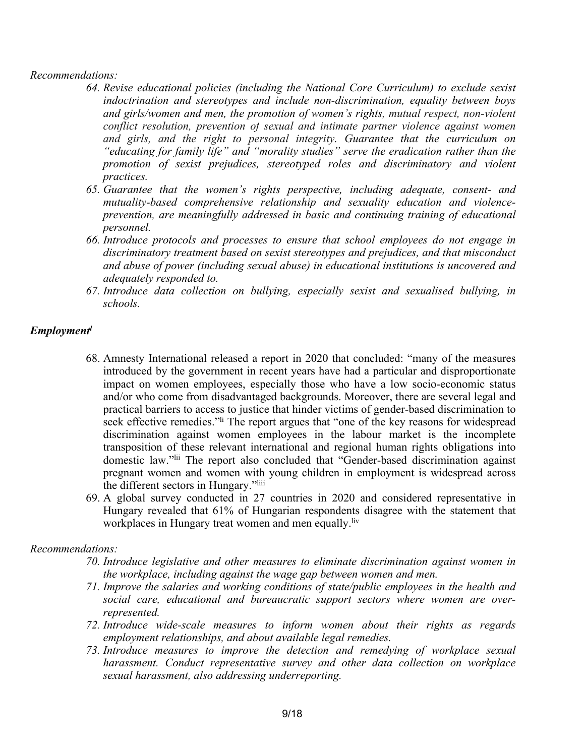*Recommendations:*

64. *Revise educational policies (including the National Core Curriculum) to exclude sexist indoctrination and stereotypes and include non-discrimination, equality between boys and girls/women and men, the promotion of women's rights, mutual respect, non-violent conflict resolution, prevention of sexual and intimate partner violence against women and girls, and the right to personal integrity. Guarantee that the curriculum on "educating for family life" and "morality studies" serve the eradication rather than the promotion of sexist prejudices, stereotyped roles and discriminatory and violent practices.*
65. *Guarantee that the women's rights perspective, including adequate, consent- and mutuality-based comprehensive relationship and sexuality education and violence-prevention, are meaningfully addressed in basic and continuing training of educational personnel.*
66. *Introduce protocols and processes to ensure that school employees do not engage in discriminatory treatment based on sexist stereotypes and prejudices, and that misconduct and abuse of power (including sexual abuse) in educational institutions is uncovered and adequately responded to.*
67. *Introduce data collection on bullying, especially sexist and sexualised bullying, in schools.*

### *Employment*[l]

68. Amnesty International released a report in 2020 that concluded: "many of the measures introduced by the government in recent years have had a particular and disproportionate impact on women employees, especially those who have a low socio-economic status and/or who come from disadvantaged backgrounds. Moreover, there are several legal and practical barriers to access to justice that hinder victims of gender-based discrimination to seek effective remedies."[li] The report argues that "one of the key reasons for widespread discrimination against women employees in the labour market is the incomplete transposition of these relevant international and regional human rights obligations into domestic law."[lii] The report also concluded that "Gender-based discrimination against pregnant women and women with young children in employment is widespread across the different sectors in Hungary."[liii]
69. A global survey conducted in 27 countries in 2020 and considered representative in Hungary revealed that 61% of Hungarian respondents disagree with the statement that workplaces in Hungary treat women and men equally.[liv]

*Recommendations:*

70. *Introduce legislative and other measures to eliminate discrimination against women in the workplace, including against the wage gap between women and men.*
71. *Improve the salaries and working conditions of state/public employees in the health and social care, educational and bureaucratic support sectors where women are over-represented.*
72. *Introduce wide-scale measures to inform women about their rights as regards employment relationships, and about available legal remedies.*
73. *Introduce measures to improve the detection and remedying of workplace sexual harassment. Conduct representative survey and other data collection on workplace sexual harassment, also addressing underreporting.*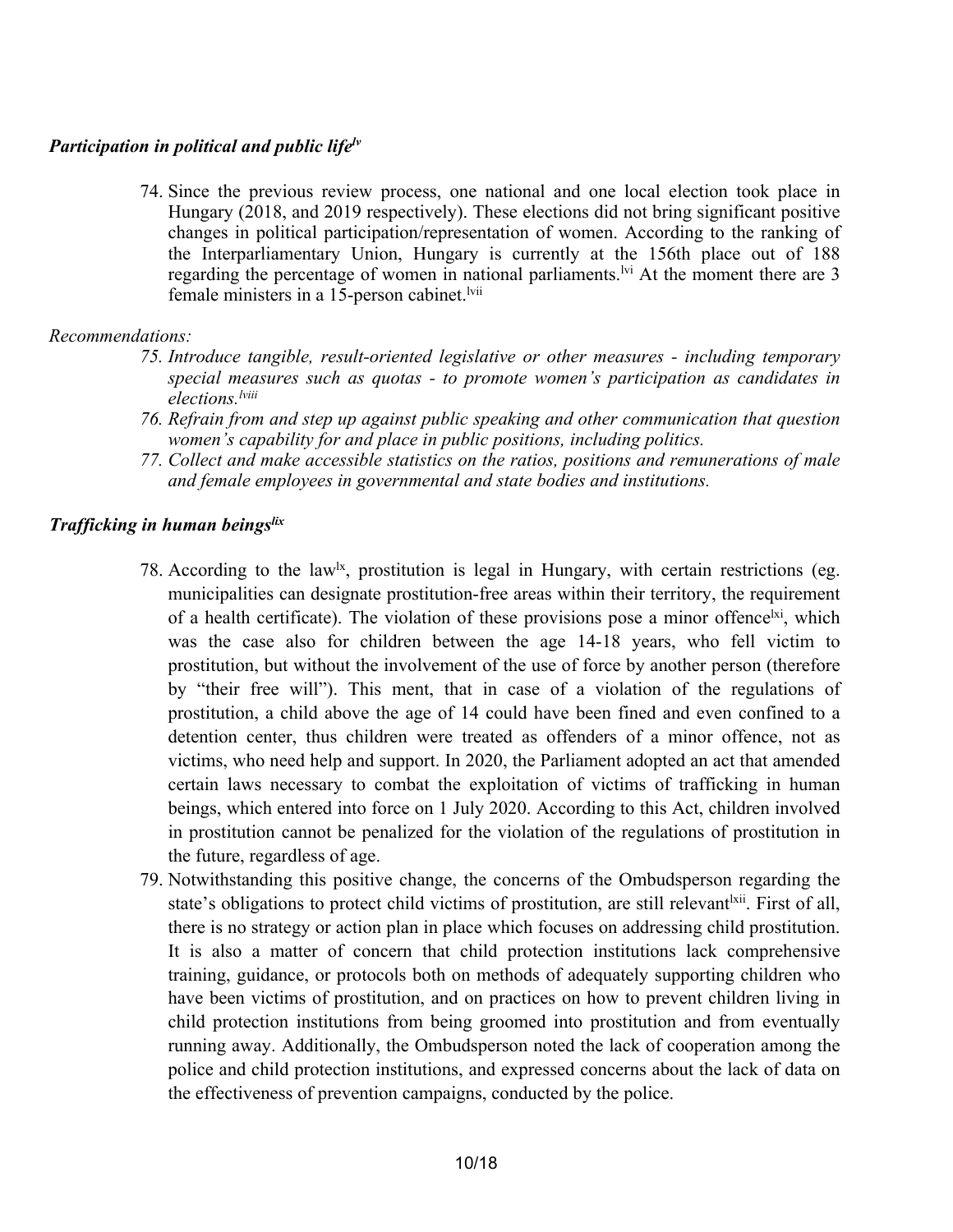### *Participation in political and public life*[lv]

74. Since the previous review process, one national and one local election took place in Hungary (2018, and 2019 respectively). These elections did not bring significant positive changes in political participation/representation of women. According to the ranking of the Interparliamentary Union, Hungary is currently at the 156th place out of 188 regarding the percentage of women in national parliaments.[lvi] At the moment there are 3 female ministers in a 15-person cabinet.[lvii]

*Recommendations:*

75. *Introduce tangible, result-oriented legislative or other measures - including temporary special measures such as quotas - to promote women's participation as candidates in elections.*[lviii]
76. *Refrain from and step up against public speaking and other communication that question women's capability for and place in public positions, including politics.*
77. *Collect and make accessible statistics on the ratios, positions and remunerations of male and female employees in governmental and state bodies and institutions.*

### *Trafficking in human beings*[lix]

78. According to the law[lx], prostitution is legal in Hungary, with certain restrictions (eg. municipalities can designate prostitution-free areas within their territory, the requirement of a health certificate). The violation of these provisions pose a minor offence[lxi], which was the case also for children between the age 14-18 years, who fell victim to prostitution, but without the involvement of the use of force by another person (therefore by "their free will"). This ment, that in case of a violation of the regulations of prostitution, a child above the age of 14 could have been fined and even confined to a detention center, thus children were treated as offenders of a minor offence, not as victims, who need help and support. In 2020, the Parliament adopted an act that amended certain laws necessary to combat the exploitation of victims of trafficking in human beings, which entered into force on 1 July 2020. According to this Act, children involved in prostitution cannot be penalized for the violation of the regulations of prostitution in the future, regardless of age.
79. Notwithstanding this positive change, the concerns of the Ombudsperson regarding the state's obligations to protect child victims of prostitution, are still relevant[lxii]. First of all, there is no strategy or action plan in place which focuses on addressing child prostitution. It is also a matter of concern that child protection institutions lack comprehensive training, guidance, or protocols both on methods of adequately supporting children who have been victims of prostitution, and on practices on how to prevent children living in child protection institutions from being groomed into prostitution and from eventually running away. Additionally, the Ombudsperson noted the lack of cooperation among the police and child protection institutions, and expressed concerns about the lack of data on the effectiveness of prevention campaigns, conducted by the police.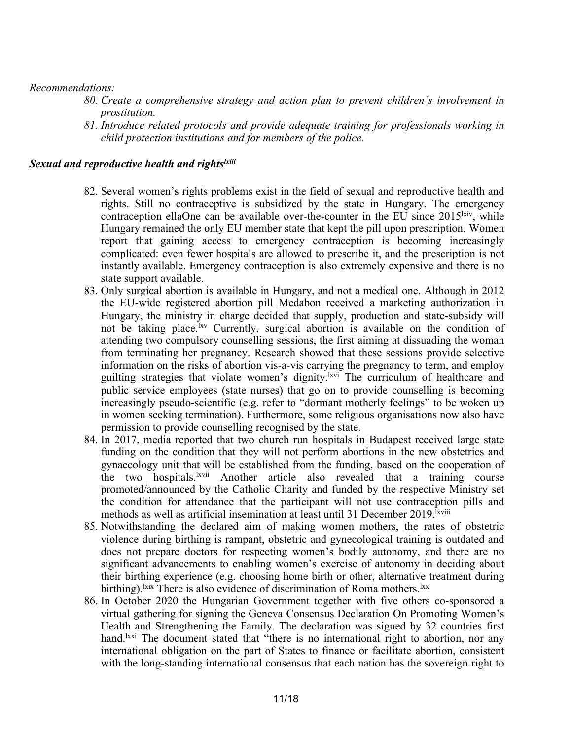*Recommendations:*

80. *Create a comprehensive strategy and action plan to prevent children's involvement in prostitution.*
81. *Introduce related protocols and provide adequate training for professionals working in child protection institutions and for members of the police.*

### *Sexual and reproductive health and rights*[lxiii]

82. Several women's rights problems exist in the field of sexual and reproductive health and rights. Still no contraceptive is subsidized by the state in Hungary. The emergency contraception ellaOne can be available over-the-counter in the EU since 2015[lxiv], while Hungary remained the only EU member state that kept the pill upon prescription. Women report that gaining access to emergency contraception is becoming increasingly complicated: even fewer hospitals are allowed to prescribe it, and the prescription is not instantly available. Emergency contraception is also extremely expensive and there is no state support available.
83. Only surgical abortion is available in Hungary, and not a medical one. Although in 2012 the EU-wide registered abortion pill Medabon received a marketing authorization in Hungary, the ministry in charge decided that supply, production and state-subsidy will not be taking place.[lxv] Currently, surgical abortion is available on the condition of attending two compulsory counselling sessions, the first aiming at dissuading the woman from terminating her pregnancy. Research showed that these sessions provide selective information on the risks of abortion vis-a-vis carrying the pregnancy to term, and employ guilting strategies that violate women's dignity.[lxvi] The curriculum of healthcare and public service employees (state nurses) that go on to provide counselling is becoming increasingly pseudo-scientific (e.g. refer to "dormant motherly feelings" to be woken up in women seeking termination). Furthermore, some religious organisations now also have permission to provide counselling recognised by the state.
84. In 2017, media reported that two church run hospitals in Budapest received large state funding on the condition that they will not perform abortions in the new obstetrics and gynaecology unit that will be established from the funding, based on the cooperation of the two hospitals.[lxvii] Another article also revealed that a training course promoted/announced by the Catholic Charity and funded by the respective Ministry set the condition for attendance that the participant will not use contraception pills and methods as well as artificial insemination at least until 31 December 2019.[lxviii]
85. Notwithstanding the declared aim of making women mothers, the rates of obstetric violence during birthing is rampant, obstetric and gynecological training is outdated and does not prepare doctors for respecting women's bodily autonomy, and there are no significant advancements to enabling women's exercise of autonomy in deciding about their birthing experience (e.g. choosing home birth or other, alternative treatment during birthing).[lxix] There is also evidence of discrimination of Roma mothers.[lxx]
86. In October 2020 the Hungarian Government together with five others co-sponsored a virtual gathering for signing the Geneva Consensus Declaration On Promoting Women's Health and Strengthening the Family. The declaration was signed by 32 countries first hand.[lxxi] The document stated that "there is no international right to abortion, nor any international obligation on the part of States to finance or facilitate abortion, consistent with the long-standing international consensus that each nation has the sovereign right to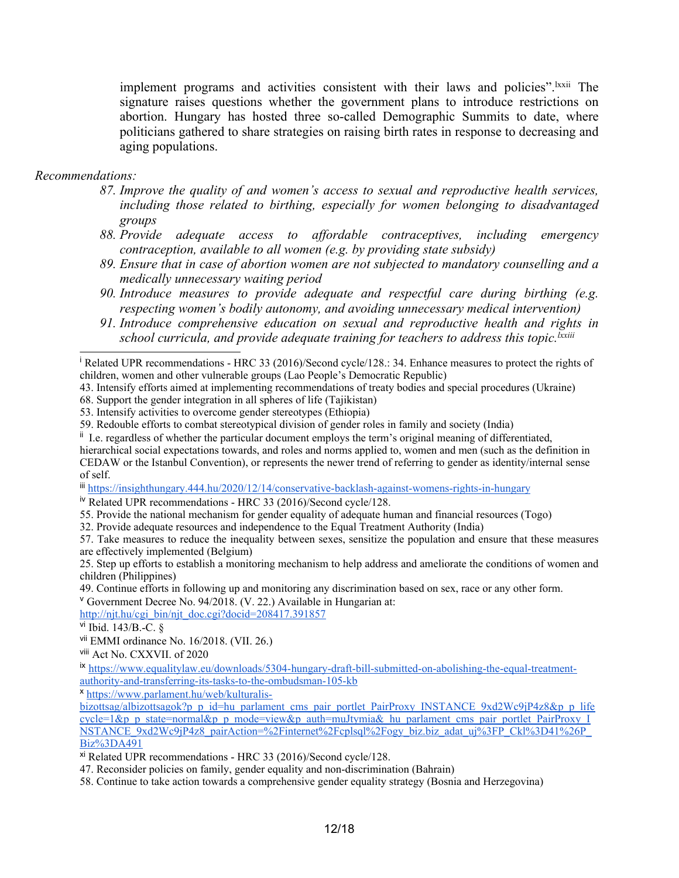implement programs and activities consistent with their laws and policies".[lxxii] The signature raises questions whether the government plans to introduce restrictions on abortion. Hungary has hosted three so-called Demographic Summits to date, where politicians gathered to share strategies on raising birth rates in response to decreasing and aging populations.

*Recommendations:*

87. *Improve the quality of and women's access to sexual and reproductive health services, including those related to birthing, especially for women belonging to disadvantaged groups*
88. *Provide adequate access to affordable contraceptives, including emergency contraception, available to all women (e.g. by providing state subsidy)*
89. *Ensure that in case of abortion women are not subjected to mandatory counselling and a medically unnecessary waiting period*
90. *Introduce measures to provide adequate and respectful care during birthing (e.g. respecting women's bodily autonomy, and avoiding unnecessary medical intervention)*
91. *Introduce comprehensive education on sexual and reproductive health and rights in school curricula, and provide adequate training for teachers to address this topic.*[lxxiii]

---

[i] Related UPR recommendations - HRC 33 (2016)/Second cycle/128.: 34. Enhance measures to protect the rights of children, women and other vulnerable groups (Lao People's Democratic Republic)

43. Intensify efforts aimed at implementing recommendations of treaty bodies and special procedures (Ukraine)

68. Support the gender integration in all spheres of life (Tajikistan)

53. Intensify activities to overcome gender stereotypes (Ethiopia)

59. Redouble efforts to combat stereotypical division of gender roles in family and society (India)

[ii] I.e. regardless of whether the particular document employs the term's original meaning of differentiated, hierarchical social expectations towards, and roles and norms applied to, women and men (such as the definition in CEDAW or the Istanbul Convention), or represents the newer trend of referring to gender as identity/internal sense of self.

[iii] https://insighthungary.444.hu/2020/12/14/conservative-backlash-against-womens-rights-in-hungary

[iv] Related UPR recommendations - HRC 33 (2016)/Second cycle/128.

55. Provide the national mechanism for gender equality of adequate human and financial resources (Togo)

32. Provide adequate resources and independence to the Equal Treatment Authority (India)

57. Take measures to reduce the inequality between sexes, sensitize the population and ensure that these measures are effectively implemented (Belgium)

25. Step up efforts to establish a monitoring mechanism to help address and ameliorate the conditions of women and children (Philippines)

49. Continue efforts in following up and monitoring any discrimination based on sex, race or any other form.

[v] Government Decree No. 94/2018. (V. 22.) Available in Hungarian at: http://njt.hu/cgi_bin/njt_doc.cgi?docid=208417.391857

[vi] Ibid. 143/B.-C. §

[vii] EMMI ordinance No. 16/2018. (VII. 26.)

[viii] Act No. CXXVII. of 2020

[ix] https://www.equalitylaw.eu/downloads/5304-hungary-draft-bill-submitted-on-abolishing-the-equal-treatment-authority-and-transferring-its-tasks-to-the-ombudsman-105-kb

[x] https://www.parlament.hu/web/kulturalis-bizottsag/albizottsagok?p_p_id=hu_parlament_cms_pair_portlet_PairProxy_INSTANCE_9xd2Wc9jP4z8&p_p_lifecycle=1&p_p_state=normal&p_p_mode=view&p_auth=muJtymia&_hu_parlament_cms_pair_portlet_PairProxy_INSTANCE_9xd2Wc9jP4z8_pairAction=%2Finternet%2Fcplsql%2Fogy_biz.biz_adat_uj%3FP_Ckl%3D41%26P_Biz%3DA491

[xi] Related UPR recommendations - HRC 33 (2016)/Second cycle/128.

47. Reconsider policies on family, gender equality and non-discrimination (Bahrain)

58. Continue to take action towards a comprehensive gender equality strategy (Bosnia and Herzegovina)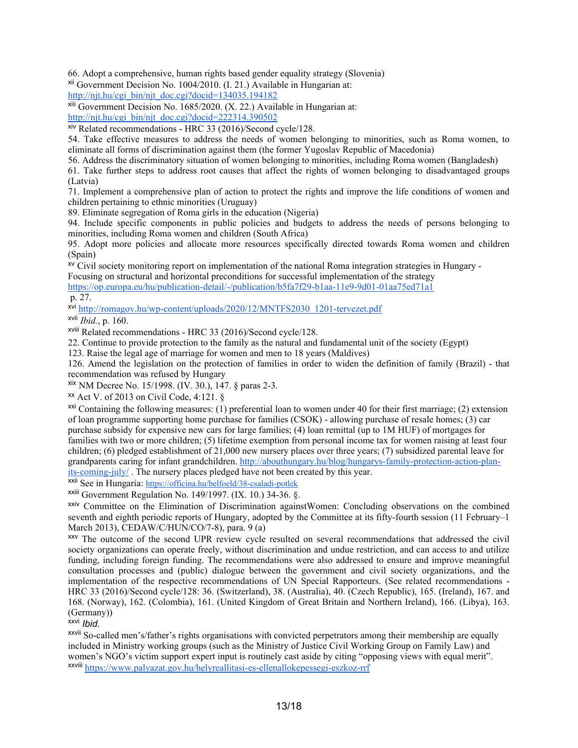66. Adopt a comprehensive, human rights based gender equality strategy (Slovenia)

[xii] Government Decision No. 1004/2010. (I. 21.) Available in Hungarian at: http://njt.hu/cgi_bin/njt_doc.cgi?docid=134035.194182

[xiii] Government Decision No. 1685/2020. (X. 22.) Available in Hungarian at: http://njt.hu/cgi_bin/njt_doc.cgi?docid=222314.390502

[xiv] Related recommendations - HRC 33 (2016)/Second cycle/128.

54. Take effective measures to address the needs of women belonging to minorities, such as Roma women, to eliminate all forms of discrimination against them (the former Yugoslav Republic of Macedonia)

56. Address the discriminatory situation of women belonging to minorities, including Roma women (Bangladesh)

61. Take further steps to address root causes that affect the rights of women belonging to disadvantaged groups (Latvia)

71. Implement a comprehensive plan of action to protect the rights and improve the life conditions of women and children pertaining to ethnic minorities (Uruguay)

89. Eliminate segregation of Roma girls in the education (Nigeria)

94. Include specific components in public policies and budgets to address the needs of persons belonging to minorities, including Roma women and children (South Africa)

95. Adopt more policies and allocate more resources specifically directed towards Roma women and children (Spain)

[xv] Civil society monitoring report on implementation of the national Roma integration strategies in Hungary - Focusing on structural and horizontal preconditions for successful implementation of the strategy https://op.europa.eu/hu/publication-detail/-/publication/b5fa7f29-b1aa-11e9-9d01-01aa75ed71a1 p. 27.

[xvi] http://romagov.hu/wp-content/uploads/2020/12/MNTFS2030_1201-tervezet.pdf

[xvii] *Ibid.*, p. 160.

[xviii] Related recommendations - HRC 33 (2016)/Second cycle/128.

22. Continue to provide protection to the family as the natural and fundamental unit of the society (Egypt)

123. Raise the legal age of marriage for women and men to 18 years (Maldives)

126. Amend the legislation on the protection of families in order to widen the definition of family (Brazil) - that recommendation was refused by Hungary

[xix] NM Decree No. 15/1998. (IV. 30.), 147. § paras 2-3.

[xx] Act V. of 2013 on Civil Code, 4:121. §

[xxi] Containing the following measures: (1) preferential loan to women under 40 for their first marriage; (2) extension of loan programme supporting home purchase for families (CSOK) - allowing purchase of resale homes; (3) car purchase subsidy for expensive new cars for large families; (4) loan remittal (up to 1M HUF) of mortgages for families with two or more children; (5) lifetime exemption from personal income tax for women raising at least four children; (6) pledged establishment of 21,000 new nursery places over three years; (7) subsidized parental leave for grandparents caring for infant grandchildren. http://abouthungary.hu/blog/hungarys-family-protection-action-plan-its-coming-july/ . The nursery places pledged have not been created by this year.

[xxii] See in Hungaria: https://officina.hu/belfoeld/38-csaladi-potlek

[xxiii] Government Regulation No. 149/1997. (IX. 10.) 34-36. §.

[xxiv] Committee on the Elimination of Discrimination againstWomen: Concluding observations on the combined seventh and eighth periodic reports of Hungary, adopted by the Committee at its fifty-fourth session (11 February–1 March 2013), CEDAW/C/HUN/CO/7-8), para. 9 (a)

[xxv] The outcome of the second UPR review cycle resulted on several recommendations that addressed the civil society organizations can operate freely, without discrimination and undue restriction, and can access to and utilize funding, including foreign funding. The recommendations were also addressed to ensure and improve meaningful consultation processes and (public) dialogue between the government and civil society organizations, and the implementation of the respective recommendations of UN Special Rapporteurs. (See related recommendations - HRC 33 (2016)/Second cycle/128: 36. (Switzerland), 38. (Australia), 40. (Czech Republic), 165. (Ireland), 167. and 168. (Norway), 162. (Colombia), 161. (United Kingdom of Great Britain and Northern Ireland), 166. (Libya), 163. (Germany))

[xxvi] *Ibid.*

[xxvii] So-called men's/father's rights organisations with convicted perpetrators among their membership are equally included in Ministry working groups (such as the Ministry of Justice Civil Working Group on Family Law) and women's NGO's victim support expert input is routinely cast aside by citing "opposing views with equal merit".

[xxviii] https://www.palyazat.gov.hu/helyreallitasi-es-ellenallokepessegi-eszkoz-rrf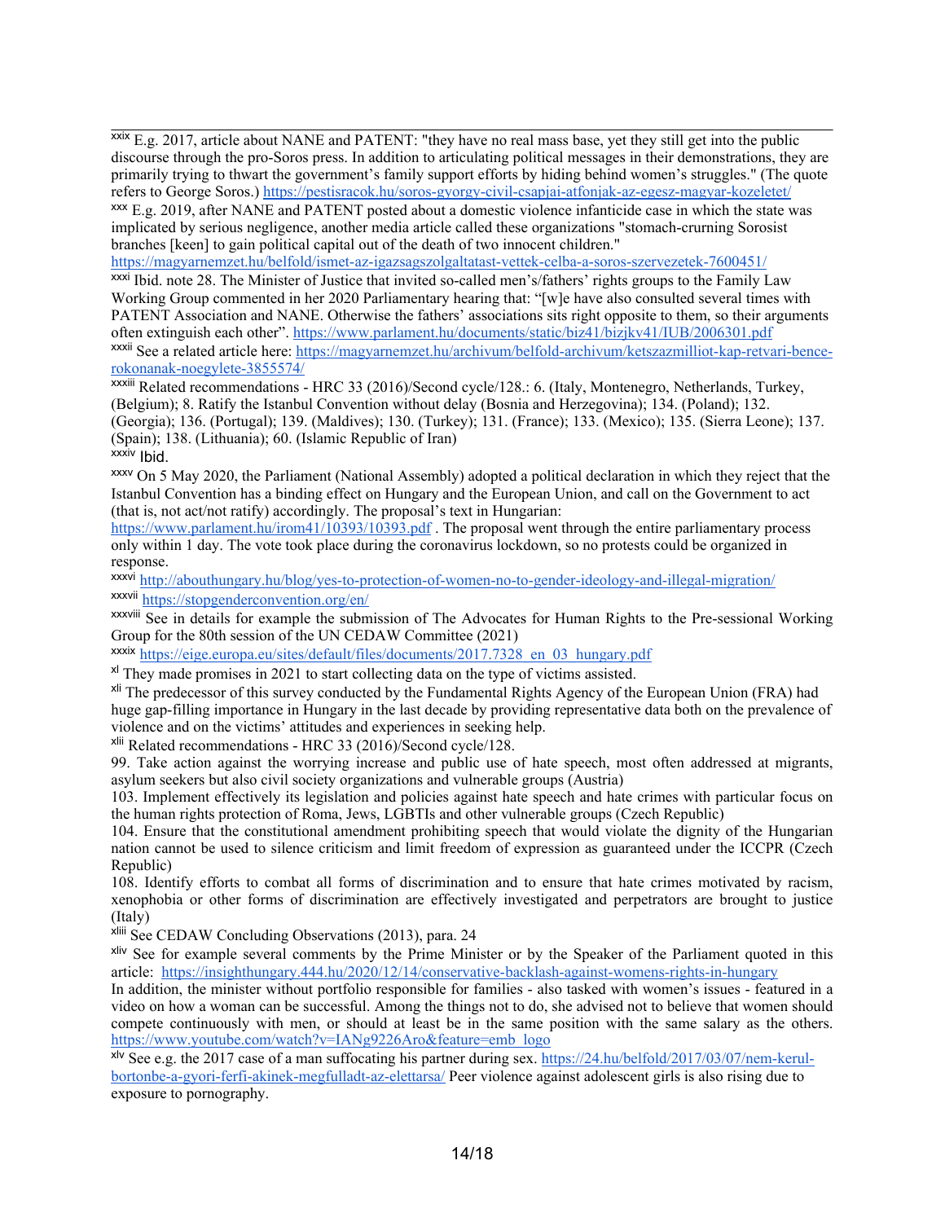[xxix] E.g. 2017, article about NANE and PATENT: "they have no real mass base, yet they still get into the public discourse through the pro-Soros press. In addition to articulating political messages in their demonstrations, they are primarily trying to thwart the government's family support efforts by hiding behind women's struggles." (The quote refers to George Soros.) https://pestisracok.hu/soros-gyorgy-civil-csapjai-atfonjak-az-egesz-magyar-kozeletet/

[xxx] E.g. 2019, after NANE and PATENT posted about a domestic violence infanticide case in which the state was implicated by serious negligence, another media article called these organizations "stomach-crurning Sorosist branches [keen] to gain political capital out of the death of two innocent children." https://magyarnemzet.hu/belfold/ismet-az-igazsagszolgaltatast-vettek-celba-a-soros-szervezetek-7600451/

[xxxi] Ibid. note 28. The Minister of Justice that invited so-called men's/fathers' rights groups to the Family Law Working Group commented in her 2020 Parliamentary hearing that: "[w]e have also consulted several times with PATENT Association and NANE. Otherwise the fathers' associations sits right opposite to them, so their arguments often extinguish each other". https://www.parlament.hu/documents/static/biz41/bizjkv41/IUB/2006301.pdf

[xxxii] See a related article here: https://magyarnemzet.hu/archivum/belfold-archivum/ketszazmilliot-kap-retvari-bence-rokonanak-noegylete-3855574/

[xxxiii] Related recommendations - HRC 33 (2016)/Second cycle/128.: 6. (Italy, Montenegro, Netherlands, Turkey, (Belgium); 8. Ratify the Istanbul Convention without delay (Bosnia and Herzegovina); 134. (Poland); 132. (Georgia); 136. (Portugal); 139. (Maldives); 130. (Turkey); 131. (France); 133. (Mexico); 135. (Sierra Leone); 137. (Spain); 138. (Lithuania); 60. (Islamic Republic of Iran)

[xxxiv] Ibid.

[xxxv] On 5 May 2020, the Parliament (National Assembly) adopted a political declaration in which they reject that the Istanbul Convention has a binding effect on Hungary and the European Union, and call on the Government to act (that is, not act/not ratify) accordingly. The proposal's text in Hungarian: https://www.parlament.hu/irom41/10393/10393.pdf . The proposal went through the entire parliamentary process only within 1 day. The vote took place during the coronavirus lockdown, so no protests could be organized in response.

[xxxvi] http://abouthungary.hu/blog/yes-to-protection-of-women-no-to-gender-ideology-and-illegal-migration/

[xxxvii] https://stopgenderconvention.org/en/

[xxxviii] See in details for example the submission of The Advocates for Human Rights to the Pre-sessional Working Group for the 80th session of the UN CEDAW Committee (2021)

[xxxix] https://eige.europa.eu/sites/default/files/documents/2017.7328_en_03_hungary.pdf

[xl] They made promises in 2021 to start collecting data on the type of victims assisted.

[xli] The predecessor of this survey conducted by the Fundamental Rights Agency of the European Union (FRA) had huge gap-filling importance in Hungary in the last decade by providing representative data both on the prevalence of violence and on the victims' attitudes and experiences in seeking help.

[xlii] Related recommendations - HRC 33 (2016)/Second cycle/128.

99. Take action against the worrying increase and public use of hate speech, most often addressed at migrants, asylum seekers but also civil society organizations and vulnerable groups (Austria)

103. Implement effectively its legislation and policies against hate speech and hate crimes with particular focus on the human rights protection of Roma, Jews, LGBTIs and other vulnerable groups (Czech Republic)

104. Ensure that the constitutional amendment prohibiting speech that would violate the dignity of the Hungarian nation cannot be used to silence criticism and limit freedom of expression as guaranteed under the ICCPR (Czech Republic)

108. Identify efforts to combat all forms of discrimination and to ensure that hate crimes motivated by racism, xenophobia or other forms of discrimination are effectively investigated and perpetrators are brought to justice (Italy)

[xliii] See CEDAW Concluding Observations (2013), para. 24

[xliv] See for example several comments by the Prime Minister or by the Speaker of the Parliament quoted in this article: https://insighthungary.444.hu/2020/12/14/conservative-backlash-against-womens-rights-in-hungary

In addition, the minister without portfolio responsible for families - also tasked with women's issues - featured in a video on how a woman can be successful. Among the things not to do, she advised not to believe that women should compete continuously with men, or should at least be in the same position with the same salary as the others. https://www.youtube.com/watch?v=IANg9226Aro&feature=emb_logo

[xlv] See e.g. the 2017 case of a man suffocating his partner during sex. https://24.hu/belfold/2017/03/07/nem-kerul-bortonbe-a-gyori-ferfi-akinek-megfulladt-az-elettarsa/ Peer violence against adolescent girls is also rising due to exposure to pornography.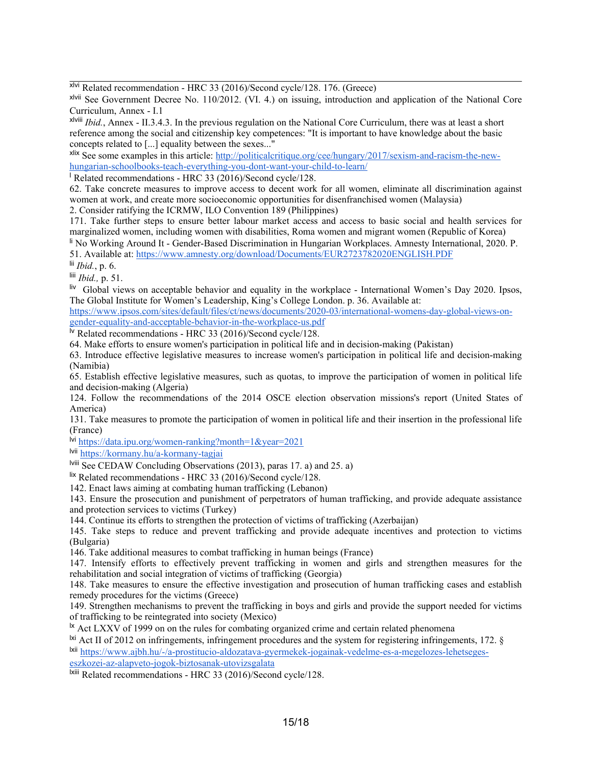[xlvi] Related recommendation - HRC 33 (2016)/Second cycle/128. 176. (Greece)

[xlvii] See Government Decree No. 110/2012. (VI. 4.) on issuing, introduction and application of the National Core Curriculum, Annex - I.1

[xlviii] *Ibid.*, Annex - II.3.4.3. In the previous regulation on the National Core Curriculum, there was at least a short reference among the social and citizenship key competences: "It is important to have knowledge about the basic concepts related to [...] equality between the sexes..."

[xlix] See some examples in this article: http://politicalcritique.org/cee/hungary/2017/sexism-and-racism-the-new-hungarian-schoolbooks-teach-everything-you-dont-want-your-child-to-learn/

[l] Related recommendations - HRC 33 (2016)/Second cycle/128.

62. Take concrete measures to improve access to decent work for all women, eliminate all discrimination against women at work, and create more socioeconomic opportunities for disenfranchised women (Malaysia)

2. Consider ratifying the ICRMW, ILO Convention 189 (Philippines)

171. Take further steps to ensure better labour market access and access to basic social and health services for marginalized women, including women with disabilities, Roma women and migrant women (Republic of Korea)

[li] No Working Around It - Gender-Based Discrimination in Hungarian Workplaces. Amnesty International, 2020. P. 51. Available at: https://www.amnesty.org/download/Documents/EUR2723782020ENGLISH.PDF

[lii] *Ibid.*, p. 6.

[liii] *Ibid.,* p. 51.

[liv] Global views on acceptable behavior and equality in the workplace - International Women's Day 2020. Ipsos, The Global Institute for Women's Leadership, King's College London. p. 36. Available at: https://www.ipsos.com/sites/default/files/ct/news/documents/2020-03/international-womens-day-global-views-on-gender-equality-and-acceptable-behavior-in-the-workplace-us.pdf

[lv] Related recommendations - HRC 33 (2016)/Second cycle/128.

64. Make efforts to ensure women's participation in political life and in decision-making (Pakistan)

63. Introduce effective legislative measures to increase women's participation in political life and decision-making (Namibia)

65. Establish effective legislative measures, such as quotas, to improve the participation of women in political life and decision-making (Algeria)

124. Follow the recommendations of the 2014 OSCE election observation missions's report (United States of America)

131. Take measures to promote the participation of women in political life and their insertion in the professional life (France)

[lvi] https://data.ipu.org/women-ranking?month=1&year=2021

[lvii] https://kormany.hu/a-kormany-tagjai

[lviii] See CEDAW Concluding Observations (2013), paras 17. a) and 25. a)

[lix] Related recommendations - HRC 33 (2016)/Second cycle/128.

142. Enact laws aiming at combating human trafficking (Lebanon)

143. Ensure the prosecution and punishment of perpetrators of human trafficking, and provide adequate assistance and protection services to victims (Turkey)

144. Continue its efforts to strengthen the protection of victims of trafficking (Azerbaijan)

145. Take steps to reduce and prevent trafficking and provide adequate incentives and protection to victims (Bulgaria)

146. Take additional measures to combat trafficking in human beings (France)

147. Intensify efforts to effectively prevent trafficking in women and girls and strengthen measures for the rehabilitation and social integration of victims of trafficking (Georgia)

148. Take measures to ensure the effective investigation and prosecution of human trafficking cases and establish remedy procedures for the victims (Greece)

149. Strengthen mechanisms to prevent the trafficking in boys and girls and provide the support needed for victims of trafficking to be reintegrated into society (Mexico)

[lx] Act LXXV of 1999 on on the rules for combating organized crime and certain related phenomena

[lxi] Act II of 2012 on infringements, infringement procedures and the system for registering infringements, 172. §

[lxii] https://www.ajbh.hu/-/a-prostitucio-aldozatava-gyermekek-jogainak-vedelme-es-a-megelozes-lehetseges-eszkozei-az-alapveto-jogok-biztosanak-utovizsgalata

[lxiii] Related recommendations - HRC 33 (2016)/Second cycle/128.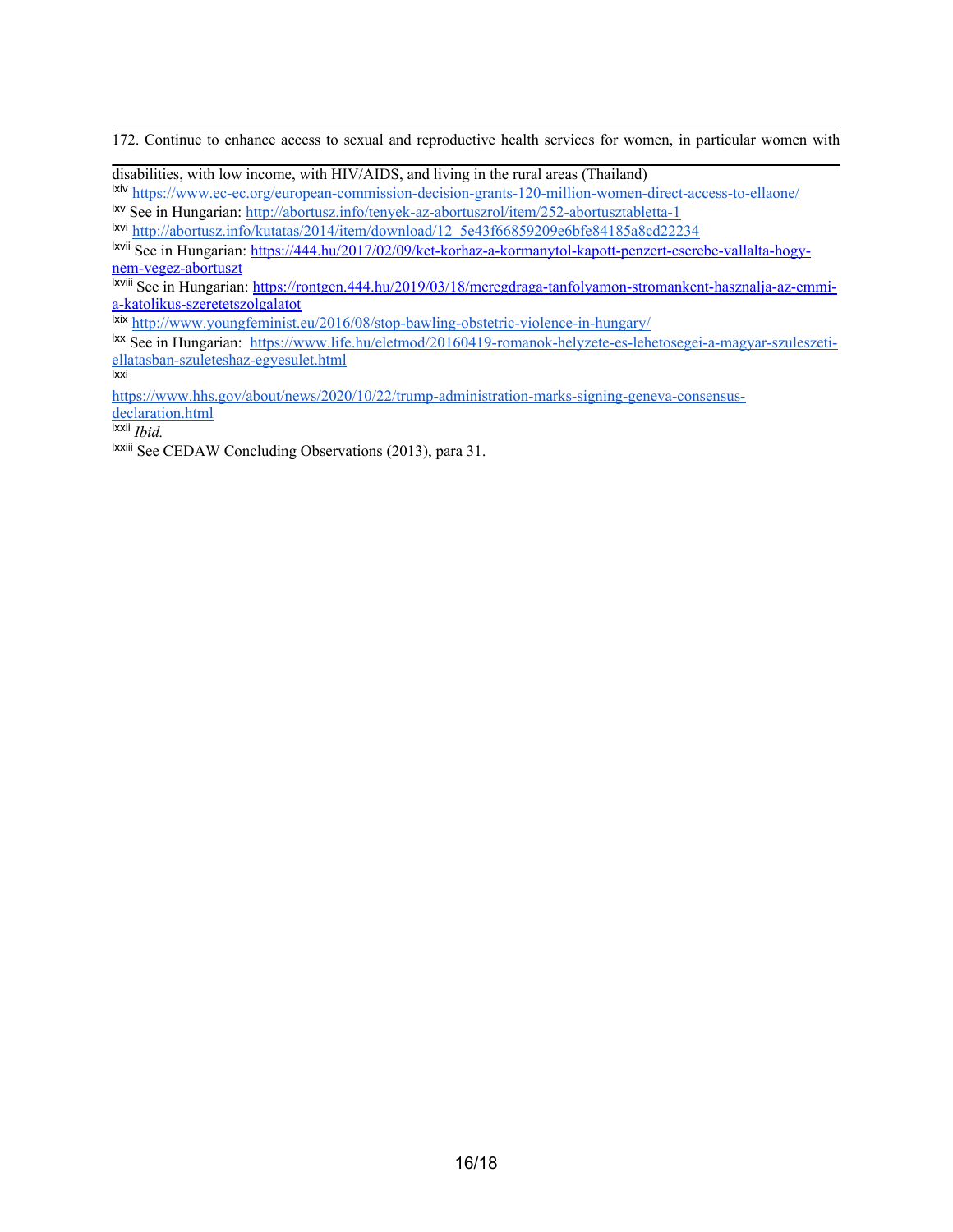172. Continue to enhance access to sexual and reproductive health services for women, in particular women with disabilities, with low income, with HIV/AIDS, and living in the rural areas (Thailand)

[lxiv] https://www.ec-ec.org/european-commission-decision-grants-120-million-women-direct-access-to-ellaone/

[lxv] See in Hungarian: http://abortusz.info/tenyek-az-abortuszrol/item/252-abortusztabletta-1

[lxvi] http://abortusz.info/kutatas/2014/item/download/12_5e43f66859209e6bfe84185a8cd22234

[lxvii] See in Hungarian: https://444.hu/2017/02/09/ket-korhaz-a-kormanytol-kapott-penzert-cserebe-vallalta-hogy-nem-vegez-abortuszt

[lxviii] See in Hungarian: https://rontgen.444.hu/2019/03/18/meregdraga-tanfolyamon-stromankent-hasznalja-az-emmi-a-katolikus-szeretetszolgalatot

[lxix] http://www.youngfeminist.eu/2016/08/stop-bawling-obstetric-violence-in-hungary/

[lxx] See in Hungarian: https://www.life.hu/eletmod/20160419-romanok-helyzete-es-lehetosegei-a-magyar-szuleszeti-ellatasban-szuleteshaz-egyesulet.html

[lxxi] https://www.hhs.gov/about/news/2020/10/22/trump-administration-marks-signing-geneva-consensus-declaration.html

[lxxii] *Ibid.*

[lxxiii] See CEDAW Concluding Observations (2013), para 31.